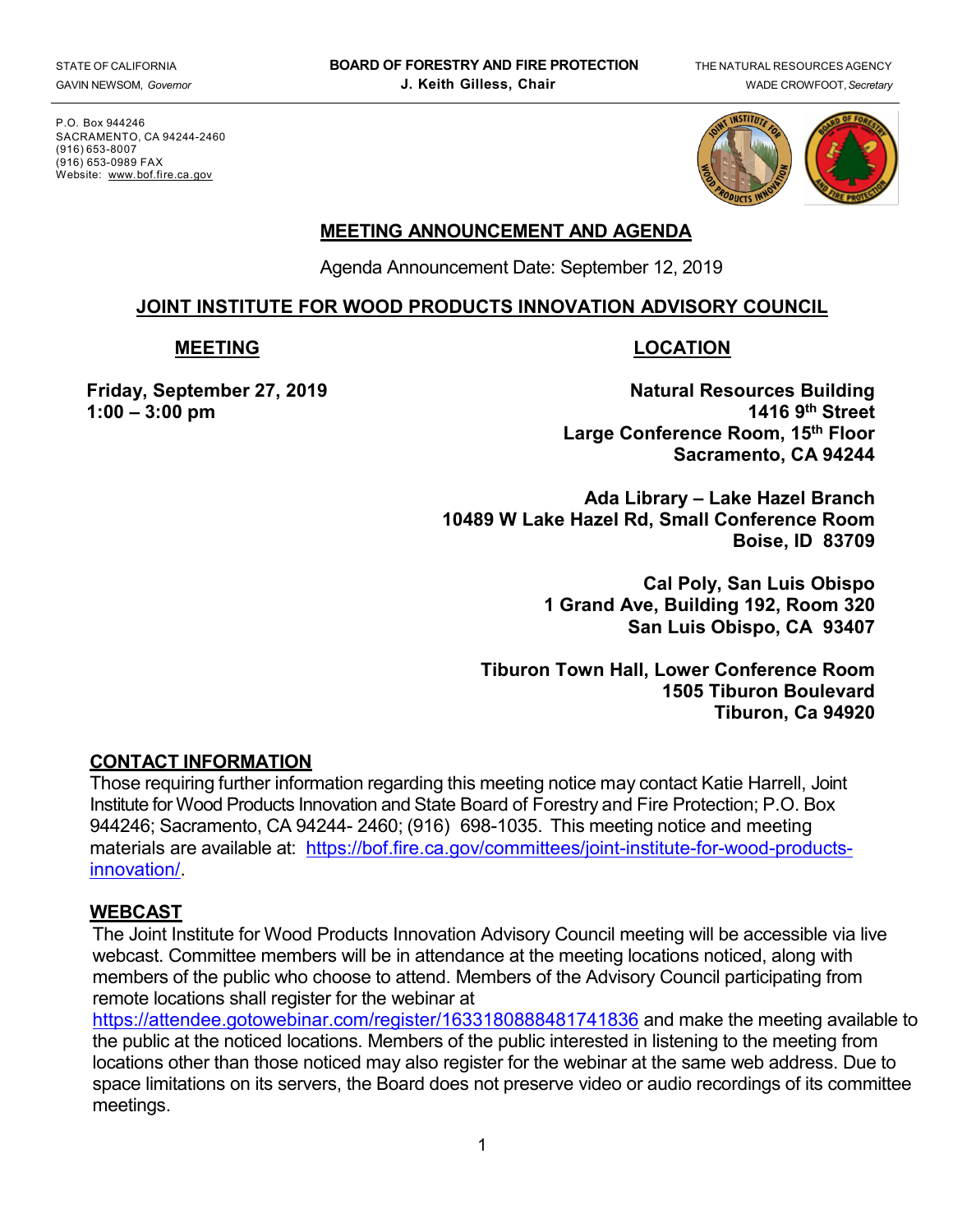STATE OF CALIFORNIA
GAVIN NEWSOM, *Governor*

**BOARD OF FORESTRY AND FIRE PROTECTION**
**J. Keith Gilless, Chair**

THE NATURAL RESOURCES AGENCY
WADE CROWFOOT, *Secretary*

P.O. Box 944246
SACRAMENTO, CA 94244-2460
(916) 653-8007
(916) 653-0989 FAX
Website: www.bof.fire.ca.gov

## MEETING ANNOUNCEMENT AND AGENDA

Agenda Announcement Date: September 12, 2019

## JOINT INSTITUTE FOR WOOD PRODUCTS INNOVATION ADVISORY COUNCIL

### MEETING

**Friday, September 27, 2019**
**1:00 – 3:00 pm**

### LOCATION

**Natural Resources Building**
**1416 9th Street**
**Large Conference Room, 15th Floor**
**Sacramento, CA 94244**

**Ada Library – Lake Hazel Branch**
**10489 W Lake Hazel Rd, Small Conference Room**
**Boise, ID 83709**

**Cal Poly, San Luis Obispo**
**1 Grand Ave, Building 192, Room 320**
**San Luis Obispo, CA 93407**

**Tiburon Town Hall, Lower Conference Room**
**1505 Tiburon Boulevard**
**Tiburon, Ca 94920**

### CONTACT INFORMATION

Those requiring further information regarding this meeting notice may contact Katie Harrell, Joint Institute for Wood Products Innovation and State Board of Forestry and Fire Protection; P.O. Box 944246; Sacramento, CA 94244- 2460; (916) 698-1035. This meeting notice and meeting materials are available at: https://bof.fire.ca.gov/committees/joint-institute-for-wood-products-innovation/.

### WEBCAST

The Joint Institute for Wood Products Innovation Advisory Council meeting will be accessible via live webcast. Committee members will be in attendance at the meeting locations noticed, along with members of the public who choose to attend. Members of the Advisory Council participating from remote locations shall register for the webinar at https://attendee.gotowebinar.com/register/1633180888481741836 and make the meeting available to the public at the noticed locations. Members of the public interested in listening to the meeting from locations other than those noticed may also register for the webinar at the same web address. Due to space limitations on its servers, the Board does not preserve video or audio recordings of its committee meetings.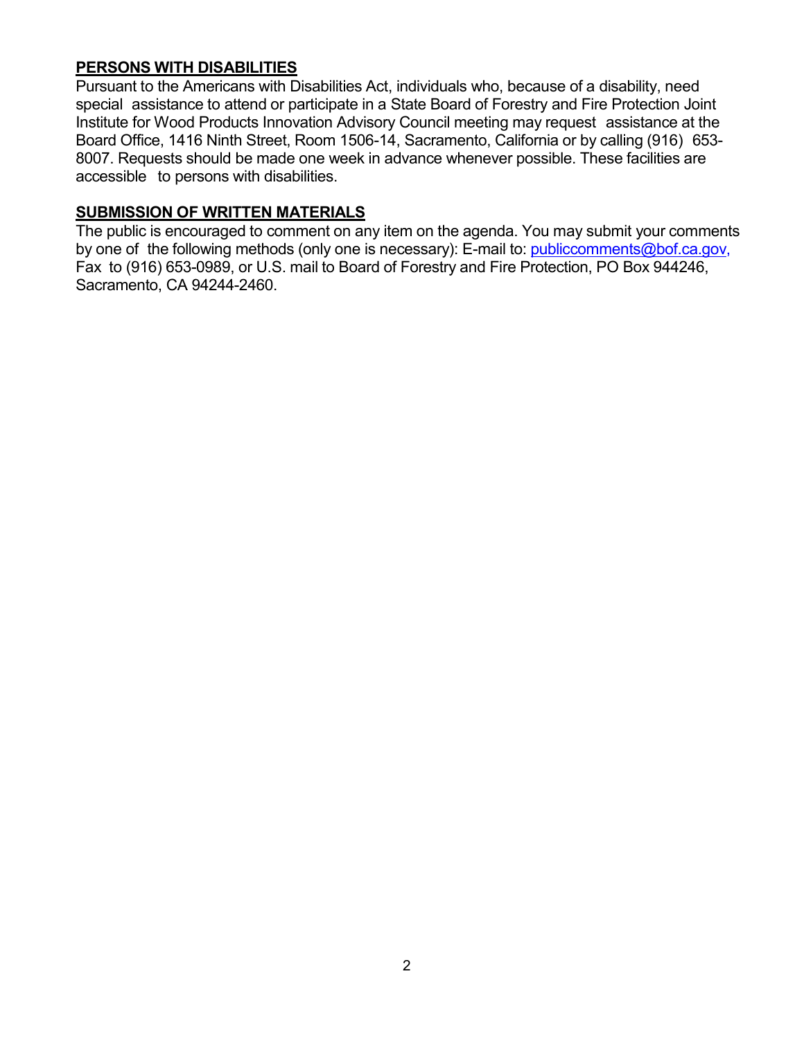## PERSONS WITH DISABILITIES

Pursuant to the Americans with Disabilities Act, individuals who, because of a disability, need special assistance to attend or participate in a State Board of Forestry and Fire Protection Joint Institute for Wood Products Innovation Advisory Council meeting may request assistance at the Board Office, 1416 Ninth Street, Room 1506-14, Sacramento, California or by calling (916) 653-8007. Requests should be made one week in advance whenever possible. These facilities are accessible to persons with disabilities.

## SUBMISSION OF WRITTEN MATERIALS

The public is encouraged to comment on any item on the agenda. You may submit your comments by one of the following methods (only one is necessary): E-mail to: publiccomments@bof.ca.gov, Fax to (916) 653-0989, or U.S. mail to Board of Forestry and Fire Protection, PO Box 944246, Sacramento, CA 94244-2460.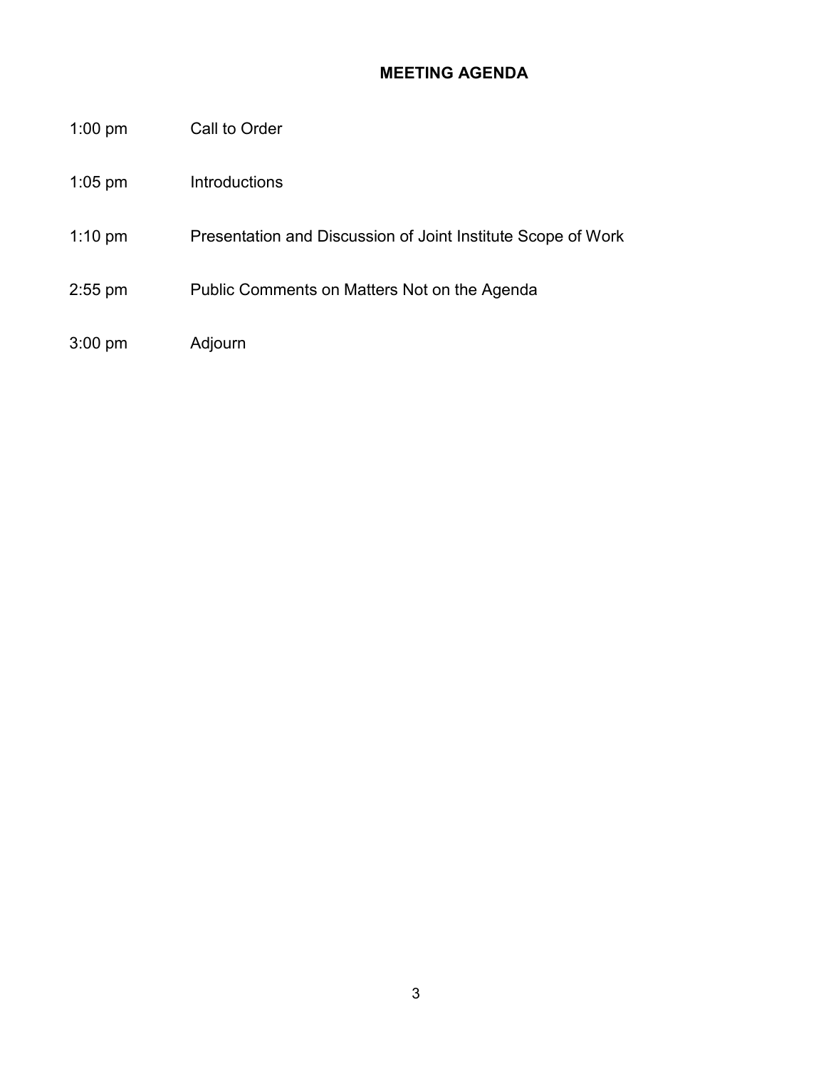## MEETING AGENDA

| | |
|---|---|
| 1:00 pm | Call to Order |
| 1:05 pm | Introductions |
| 1:10 pm | Presentation and Discussion of Joint Institute Scope of Work |
| 2:55 pm | Public Comments on Matters Not on the Agenda |
| 3:00 pm | Adjourn |